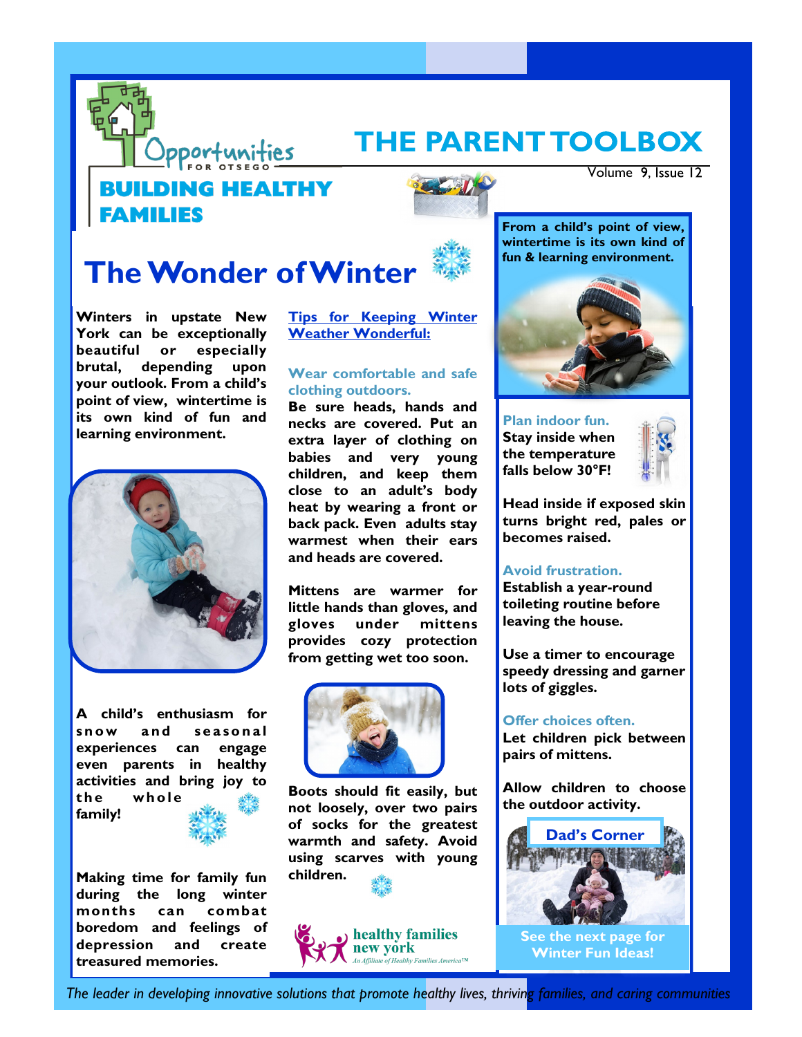Opportunities FOR OTSEGO

# THE PARENT TOOLBOX

Volume 9, Issue 12

**BUILDING HEALTHY FAMILIES**

# The Wonder of Winter

**Winters in upstate New York can be exceptionally beautiful or especially brutal, depending upon your outlook. From a child's point of view, wintertime is its own kind of fun and learning environment.**

**A child's enthusiasm for snow and seasonal experiences can engage even parents in healthy activities and bring joy to the whole family!**

**Making time for family fun during the long winter months can combat boredom and feelings of depression and create treasured memories.**

## Tips for Keeping Winter Weather Wonderful:

### Wear comfortable and safe clothing outdoors.

**Be sure heads, hands and necks are covered. Put an extra layer of clothing on babies and very young children, and keep them close to an adult's body heat by wearing a front or back pack. Even adults stay warmest when their ears and heads are covered.**

**Mittens are warmer for little hands than gloves, and gloves under mittens provides cozy protection from getting wet too soon.**

**Boots should fit easily, but not loosely, over two pairs of socks for the greatest warmth and safety. Avoid using scarves with young children.**

**From a child's point of view, wintertime is its own kind of fun & learning environment.**

### Plan indoor fun.

**Stay inside when the temperature falls below 30°F!**

**Head inside if exposed skin turns bright red, pales or becomes raised.**

### Avoid frustration.

**Establish a year-round toileting routine before leaving the house.**

**Use a timer to encourage speedy dressing and garner lots of giggles.**

### Offer choices often.

**Let children pick between pairs of mittens.**

**Allow children to choose the outdoor activity.**

**Dad's Corner**

**See the next page for Winter Fun Ideas!**

healthy families new york — An Affiliate of Healthy Families America™

*The leader in developing innovative solutions that promote healthy lives, thriving families, and caring communities*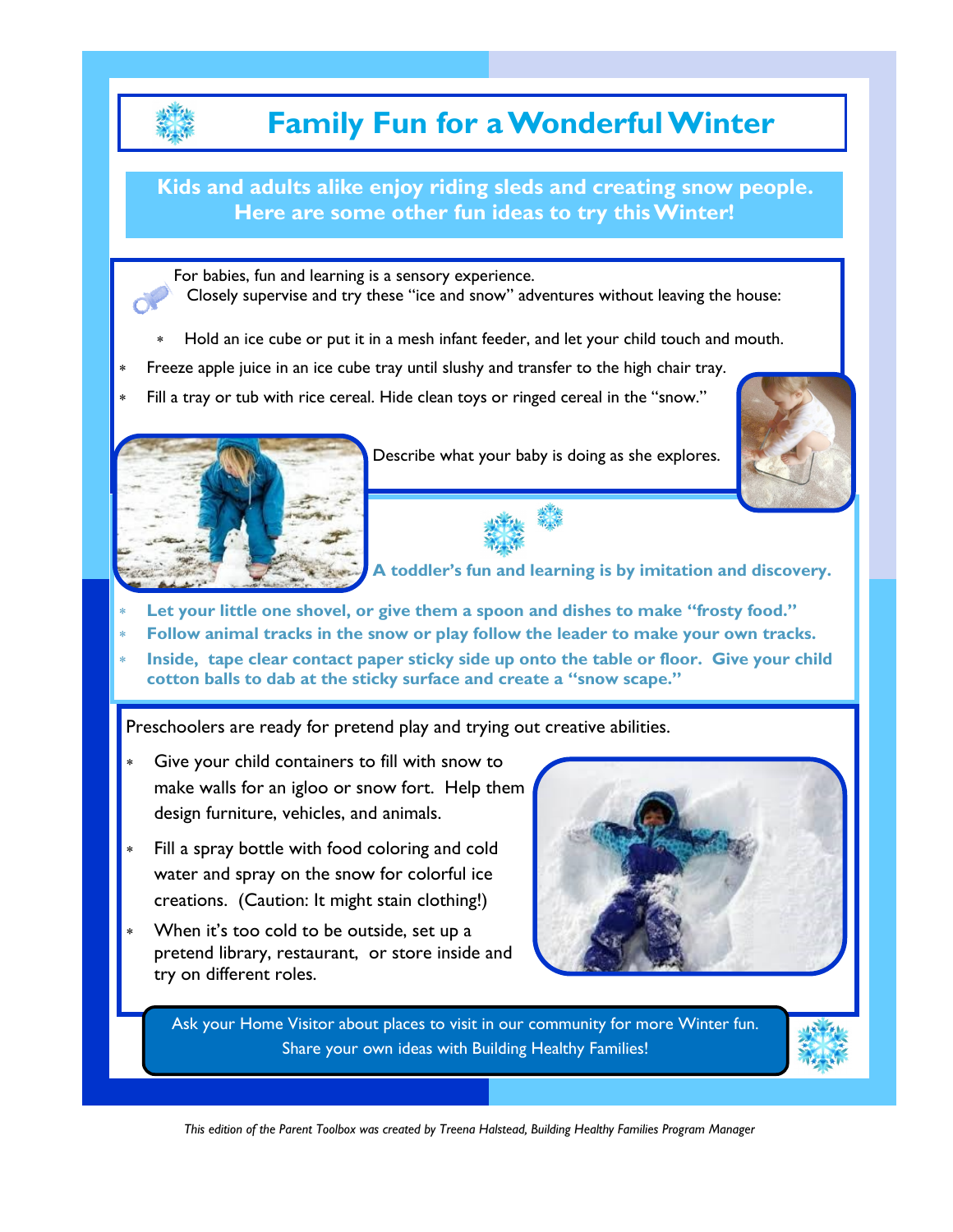# Family Fun for a Wonderful Winter

**Kids and adults alike enjoy riding sleds and creating snow people. Here are some other fun ideas to try this Winter!**

For babies, fun and learning is a sensory experience.
Closely supervise and try these "ice and snow" adventures without leaving the house:

- Hold an ice cube or put it in a mesh infant feeder, and let your child touch and mouth.
- Freeze apple juice in an ice cube tray until slushy and transfer to the high chair tray.
- Fill a tray or tub with rice cereal. Hide clean toys or ringed cereal in the "snow."

Describe what your baby is doing as she explores.

**A toddler's fun and learning is by imitation and discovery.**

- **Let your little one shovel, or give them a spoon and dishes to make "frosty food."**
- **Follow animal tracks in the snow or play follow the leader to make your own tracks.**
- **Inside, tape clear contact paper sticky side up onto the table or floor. Give your child cotton balls to dab at the sticky surface and create a "snow scape."**

Preschoolers are ready for pretend play and trying out creative abilities.

- Give your child containers to fill with snow to make walls for an igloo or snow fort. Help them design furniture, vehicles, and animals.
- Fill a spray bottle with food coloring and cold water and spray on the snow for colorful ice creations. (Caution: It might stain clothing!)
- When it's too cold to be outside, set up a pretend library, restaurant, or store inside and try on different roles.

Ask your Home Visitor about places to visit in our community for more Winter fun.
Share your own ideas with Building Healthy Families!

*This edition of the Parent Toolbox was created by Treena Halstead, Building Healthy Families Program Manager*